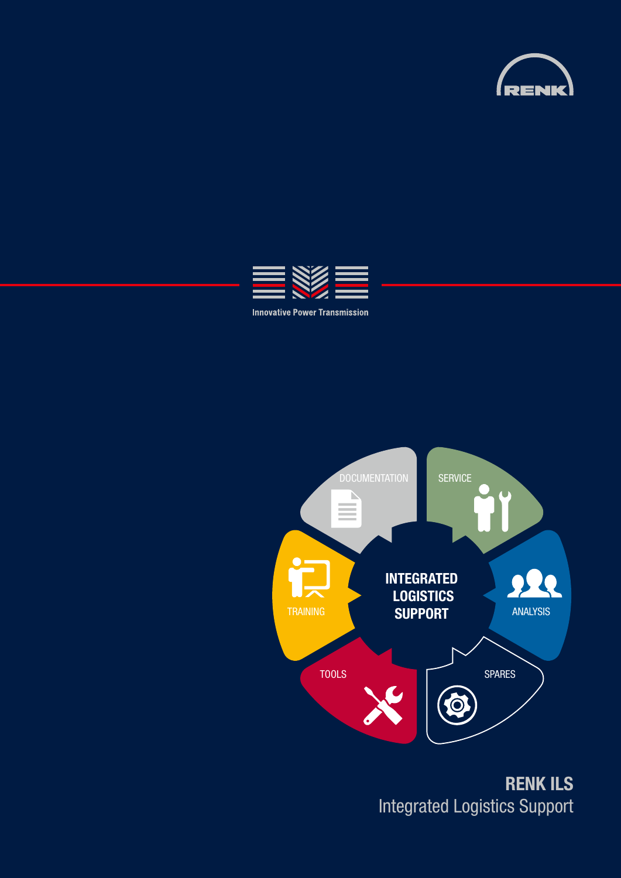RENK

Innovative Power Transmission

DOCUMENTATION

SERVICE

TRAINING

INTEGRATED LOGISTICS SUPPORT

ANALYSIS

TOOLS

SPARES

# RENK ILS

## Integrated Logistics Support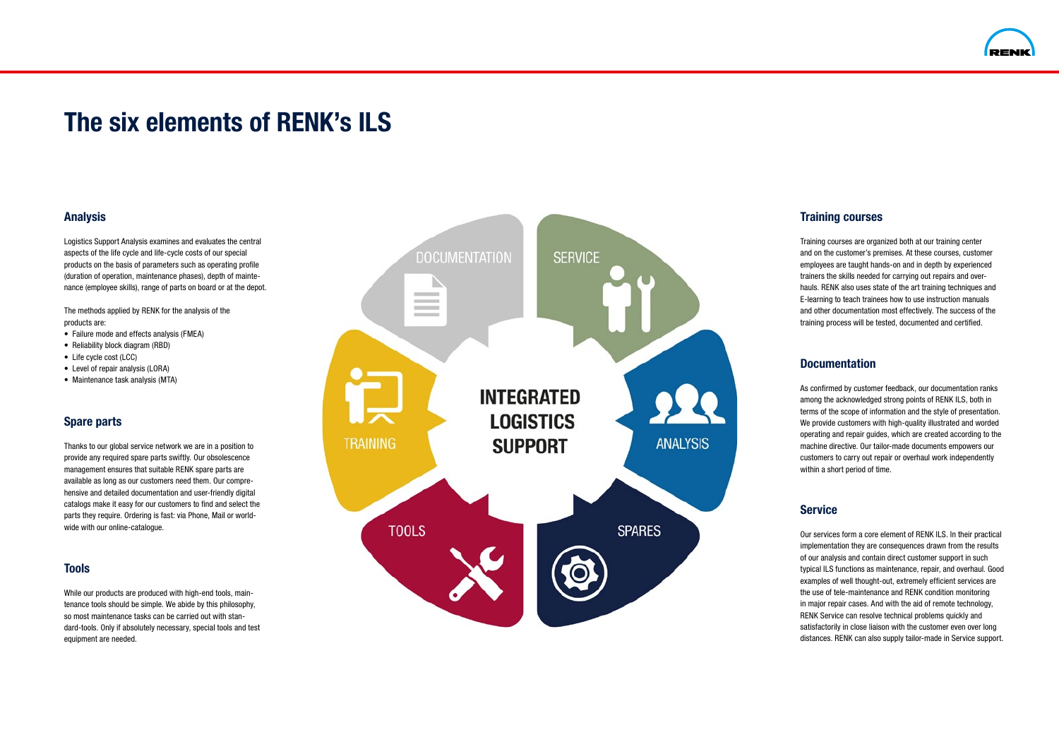# The six elements of RENK's ILS

## Analysis

Logistics Support Analysis examines and evaluates the central aspects of the life cycle and life-cycle costs of our special products on the basis of parameters such as operating profile (duration of operation, maintenance phases), depth of maintenance (employee skills), range of parts on board or at the depot.

The methods applied by RENK for the analysis of the products are:

- Failure mode and effects analysis (FMEA)
- Reliability block diagram (RBD)
- Life cycle cost (LCC)
- Level of repair analysis (LORA)
- Maintenance task analysis (MTA)

## Spare parts

Thanks to our global service network we are in a position to provide any required spare parts swiftly. Our obsolescence management ensures that suitable RENK spare parts are available as long as our customers need them. Our comprehensive and detailed documentation and user-friendly digital catalogs make it easy for our customers to find and select the parts they require. Ordering is fast: via Phone, Mail or worldwide with our online-catalogue.

## Tools

While our products are produced with high-end tools, maintenance tools should be simple. We abide by this philosophy, so most maintenance tasks can be carried out with standard-tools. Only if absolutely necessary, special tools and test equipment are needed.

DOCUMENTATION
SERVICE
TRAINING
INTEGRATED LOGISTICS SUPPORT
ANALYSIS
TOOLS
SPARES

## Training courses

Training courses are organized both at our training center and on the customer's premises. At these courses, customer employees are taught hands-on and in depth by experienced trainers the skills needed for carrying out repairs and overhauls. RENK also uses state of the art training techniques and E-learning to teach trainees how to use instruction manuals and other documentation most effectively. The success of the training process will be tested, documented and certified.

## Documentation

As confirmed by customer feedback, our documentation ranks among the acknowledged strong points of RENK ILS, both in terms of the scope of information and the style of presentation. We provide customers with high-quality illustrated and worded operating and repair guides, which are created according to the machine directive. Our tailor-made documents empowers our customers to carry out repair or overhaul work independently within a short period of time.

## Service

Our services form a core element of RENK ILS. In their practical implementation they are consequences drawn from the results of our analysis and contain direct customer support in such typical ILS functions as maintenance, repair, and overhaul. Good examples of well thought-out, extremely efficient services are the use of tele-maintenance and RENK condition monitoring in major repair cases. And with the aid of remote technology, RENK Service can resolve technical problems quickly and satisfactorily in close liaison with the customer even over long distances. RENK can also supply tailor-made in Service support.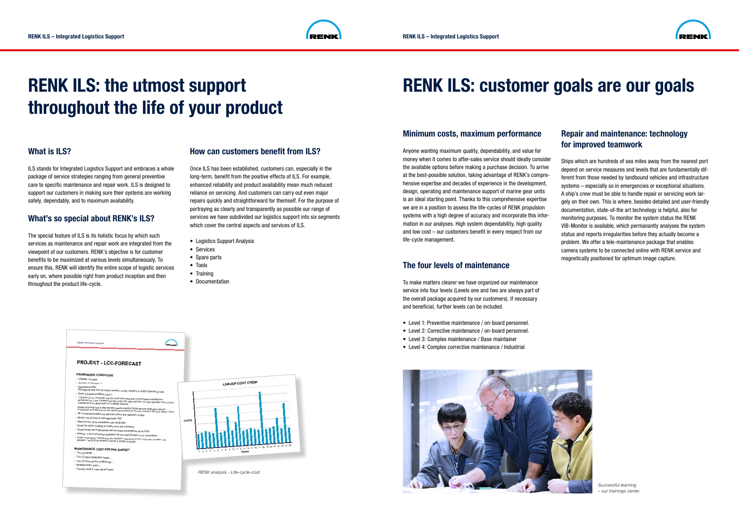# RENK ILS: the utmost support throughout the life of your product

## What is ILS?

ILS stands for Integrated Logistics Support and embraces a whole package of service strategies ranging from general preventive care to specific maintenance and repair work. ILS is designed to support our customers in making sure their systems are working safely, dependably, and to maximum availability.

## What's so special about RENK's ILS?

The special feature of ILS is its holistic focus by which such services as maintenance and repair work are integrated from the viewpoint of our customers. RENK's objective is for customer benefits to be maximized at various levels simultaneously. To ensure this, RENK will identify the entire scope of logistic services early on, where possible right from product inception and then throughout the product life-cycle.

## How can customers benefit from ILS?

Once ILS has been established, customers can, especially in the long-term, benefit from the positive effects of ILS. For example, enhanced reliability and product availability mean much reduced reliance on servicing. And customers can carry out even major repairs quickly and straightforward for themself. For the purpose of portraying as clearly and transparently as possible our range of services we have subdivided our logistics support into six segments which cover the central aspects and services of ILS.

- Logistics Support Analysis
- Services
- Spare parts
- Tools
- Training
- Documentation

*RENK analysis - Life-cycle-cost*

# RENK ILS: customer goals are our goals

## Minimum costs, maximum performance

Anyone wanting maximum quality, dependability, and value for money when it comes to after-sales service should ideally consider the available options before making a purchase decision. To arrive at the best-possible solution, taking advantage of RENK's comprehensive expertise and decades of experience in the development, design, operating and maintenance support of marine gear units is an ideal starting point. Thanks to this comprehensive expertise we are in a position to assess the life-cycles of RENK propulsion systems with a high degree of accuracy and incorporate this information in our analyses. High system dependability, high quality and low cost – our customers benefit in every respect from our life-cycle management.

## The four levels of maintenance

To make matters clearer we have organized our maintenance service into four levels (Levels one and two are always part of the overall package acquired by our customers). If necessary and beneficial, further levels can be included.

- Level 1: Preventive maintenance / on-board personnel.
- Level 2: Corrective maintenance / on-board personnel.
- Level 3: Complex maintenance / Base maintainer
- Level 4: Complex corrective maintenance / Industrial

## Repair and maintenance: technology for improved teamwork

Ships which are hundreds of sea miles away from the nearest port depend on service measures and levels that are fundamentally different from those needed by landbound vehicles and infrastructure systems – especially so in emergencies or exceptional situations. A ship's crew must be able to handle repair or servicing work largely on their own. This is where, besides detailed and user-friendly documentation, state-of-the art technology is helpful, also for monitoring purposes. To monitor the system status the RENK VIB-Monitor is available, which permanantly analyses the system status and reports irregularities before they actually become a problem. We offer a tele-maintenance package that enables camera systems to be connected online with RENK service and magnetically positioned for optimum image capture.

*Successful learning – our trainings center*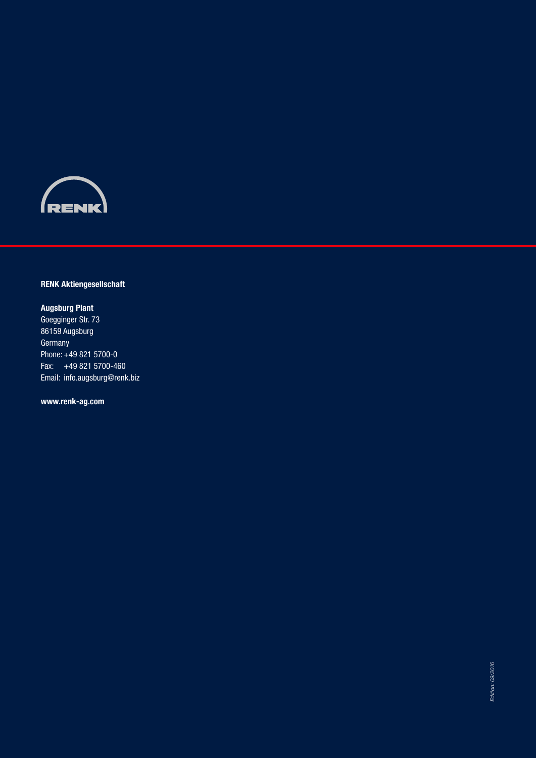RENK

**RENK Aktiengesellschaft**

**Augsburg Plant**
Goegginger Str. 73
86159 Augsburg
Germany
Phone: +49 821 5700-0
Fax: +49 821 5700-460
Email: info.augsburg@renk.biz

**www.renk-ag.com**

*Edition: 09/2016*